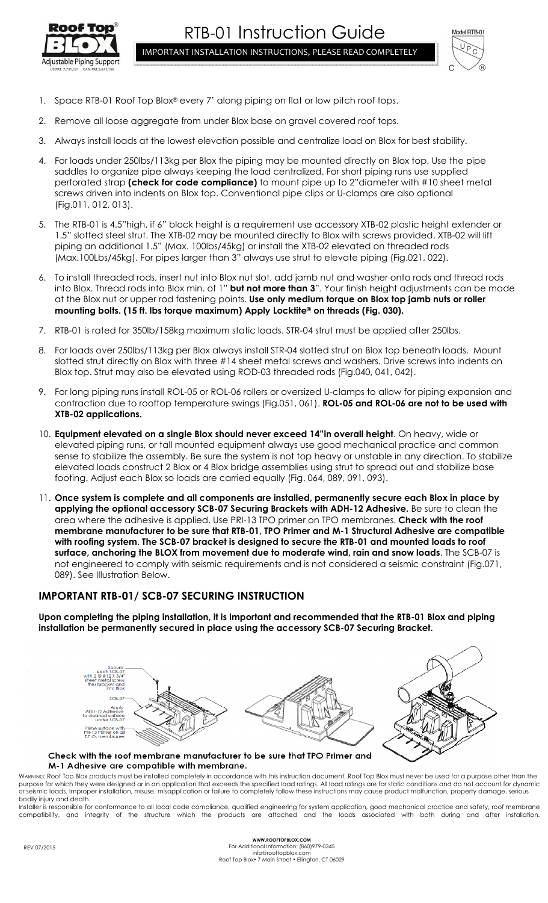# RTB-01 Instruction Guide

IMPORTANT INSTALLATION INSTRUCTIONS, PLEASE READ COMPLETELY

1. Space RTB-01 Roof Top Blox® every 7' along piping on flat or low pitch roof tops.
2. Remove all loose aggregate from under Blox base on gravel covered roof tops.
3. Always install loads at the lowest elevation possible and centralize load on Blox for best stability.
4. For loads under 250lbs/113kg per Blox the piping may be mounted directly on Blox top. Use the pipe saddles to organize pipe always keeping the load centralized. For short piping runs use supplied perforated strap **(check for code compliance)** to mount pipe up to 2"diameter with #10 sheet metal screws driven into indents on Blox top. Conventional pipe clips or U-clamps are also optional (Fig.011, 012, 013).
5. The RTB-01 is 4.5"high, if 6" block height is a requirement use accessory XTB-02 plastic height extender or 1.5" slotted steel strut. The XTB-02 may be mounted directly to Blox with screws provided. XTB-02 will lift piping an additional 1.5" (Max. 100lbs/45kg) or install the XTB-02 elevated on threaded rods (Max.100Lbs/45kg). For pipes larger than 3" always use strut to elevate piping (Fig.021, 022).
6. To install threaded rods, insert nut into Blox nut slot, add jamb nut and washer onto rods and thread rods into Blox. Thread rods into Blox min. of 1" **but not more than 3**". Your finish height adjustments can be made at the Blox nut or upper rod fastening points. **Use only medium torque on Blox top jamb nuts or roller mounting bolts. (15 ft. lbs torque maximum) Apply Locktite® on threads (Fig. 030).**
7. RTB-01 is rated for 350lb/158kg maximum static loads. STR-04 strut must be applied after 250lbs.
8. For loads over 250lbs/113kg per Blox always install STR-04 slotted strut on Blox top beneath loads. Mount slotted strut directly on Blox with three #14 sheet metal screws and washers. Drive screws into indents on Blox top. Strut may also be elevated using ROD-03 threaded rods (Fig.040, 041, 042).
9. For long piping runs install ROL-05 or ROL-06 rollers or oversized U-clamps to allow for piping expansion and contraction due to rooftop temperature swings (Fig.051, 061). **ROL-05 and ROL-06 are not to be used with XTB-02 applications.**
10. **Equipment elevated on a single Blox should never exceed 14"in overall height**. On heavy, wide or elevated piping runs, or tall mounted equipment always use good mechanical practice and common sense to stabilize the assembly. Be sure the system is not top heavy or unstable in any direction. To stabilize elevated loads construct 2 Blox or 4 Blox bridge assemblies using strut to spread out and stabilize base footing. Adjust each Blox so loads are carried equally (Fig. 064, 089, 091, 093).
11. **Once system is complete and all components are installed, permanently secure each Blox in place by applying the optional accessory SCB-07 Securing Brackets with ADH-12 Adhesive.** Be sure to clean the area where the adhesive is applied. Use PRI-13 TPO primer on TPO membranes. **Check with the roof membrane manufacturer to be sure that RTB-01, TPO Primer and M-1 Structural Adhesive are compatible with roofing system**. **The SCB-07 bracket is designed to secure the RTB-01 and mounted loads to roof surface, anchoring the BLOX from movement due to moderate wind, rain and snow loads**. The SCB-07 is not engineered to comply with seismic requirements and is not considered a seismic constraint (Fig.071, 089). See Illustration Below.

## IMPORTANT RTB-01/ SCB-07 SECURING INSTRUCTION

**Upon completing the piping installation, it is important and recommended that the RTB-01 Blox and piping installation be permanently secured in place using the accessory SCB-07 Securing Bracket.**

Secure each SCB-07 with 2 @ #12 X 3/4" sheet metal screw thru bracket and into Blox

SCB-07

Apply ADH-12 Adhesive to cleaned surface under SCB-07

Prime surface with PRI-13 Primer on all T.P.O. membranes

**Check with the roof membrane manufacturer to be sure that TPO Primer and M-1 Adhesive are compatible with membrane.**

WARNING: Roof Top Blox products must be installed completely in accordance with this instruction document. Roof Top Blox must never be used for a purpose other than the purpose for which they were designed or in an application that exceeds the specified load ratings. All load ratings are for static conditions and do not account for dynamic or seismic loads. Improper installation, misuse, misapplication or failure to completely follow these instructions may cause product malfunction, property damage, serious bodily injury and death.

Installer is responsible for conformance to all local code compliance, qualified engineering for system application, good mechanical practice and safety, roof membrane compatibility, and integrity of the structure which the products are attached and the loads associated with both during and after installation.

REV 07/2015

**WWW.ROOFTOPBLOX.COM**
For Additional Information: (860)979-0345
info@rooftopblox.com
Roof Top Blox• 7 Main Street • Ellington, CT 06029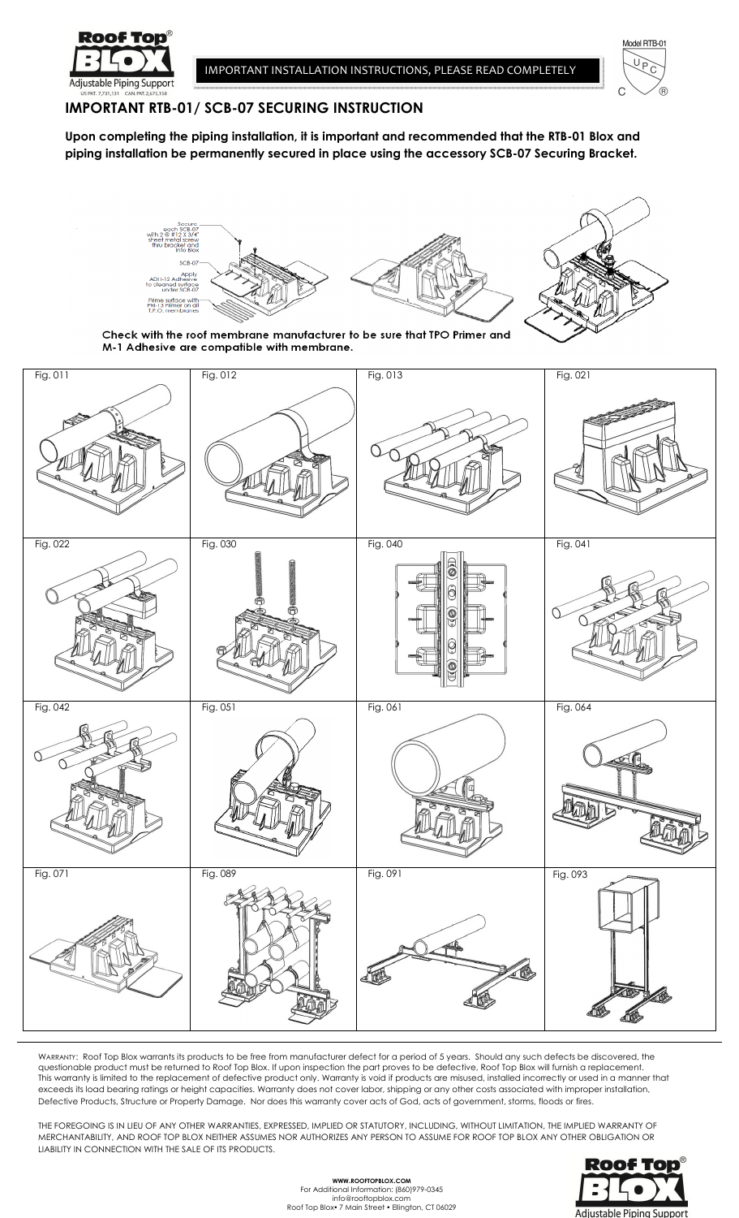IMPORTANT INSTALLATION INSTRUCTIONS, PLEASE READ COMPLETELY

Model RTB-01

## IMPORTANT RTB-01/ SCB-07 SECURING INSTRUCTION

**Upon completing the piping installation, it is important and recommended that the RTB-01 Blox and piping installation be permanently secured in place using the accessory SCB-07 Securing Bracket.**

Secure each SCB-07 with 2 @ #12 X 3/4" sheet metal screw thru bracket and into Blox

SCB-07

Apply ADH-12 Adhesive to cleaned surface under SCB-07

Prime surface with PM-13 Primer on all T.P.O. membranes

**Check with the roof membrane manufacturer to be sure that TPO Primer and M-1 Adhesive are compatible with membrane.**

| | | | |
|---|---|---|---|
| Fig. 011 | Fig. 012 | Fig. 013 | Fig. 021 |
| Fig. 022 | Fig. 030 | Fig. 040 | Fig. 041 |
| Fig. 042 | Fig. 051 | Fig. 061 | Fig. 064 |
| Fig. 071 | Fig. 089 | Fig. 091 | Fig. 093 |

WARRANTY: Roof Top Blox warrants its products to be free from manufacturer defect for a period of 5 years. Should any such defects be discovered, the questionable product must be returned to Roof Top Blox. If upon inspection the part proves to be defective, Roof Top Blox will furnish a replacement. This warranty is limited to the replacement of defective product only. Warranty is void if products are misused, installed incorrectly or used in a manner that exceeds its load bearing ratings or height capacities. Warranty does not cover labor, shipping or any other costs associated with improper installation, Defective Products, Structure or Property Damage. Nor does this warranty cover acts of God, acts of government, storms, floods or fires.

THE FOREGOING IS IN LIEU OF ANY OTHER WARRANTIES, EXPRESSED, IMPLIED OR STATUTORY, INCLUDING, WITHOUT LIMITATION, THE IMPLIED WARRANTY OF MERCHANTABILITY, AND ROOF TOP BLOX NEITHER ASSUMES NOR AUTHORIZES ANY PERSON TO ASSUME FOR ROOF TOP BLOX ANY OTHER OBLIGATION OR LIABILITY IN CONNECTION WITH THE SALE OF ITS PRODUCTS.

**WWW.ROOFTOPBLOX.COM**
For Additional Information: (860)979-0345
info@rooftopblox.com
Roof Top Blox• 7 Main Street • Ellington, CT 06029